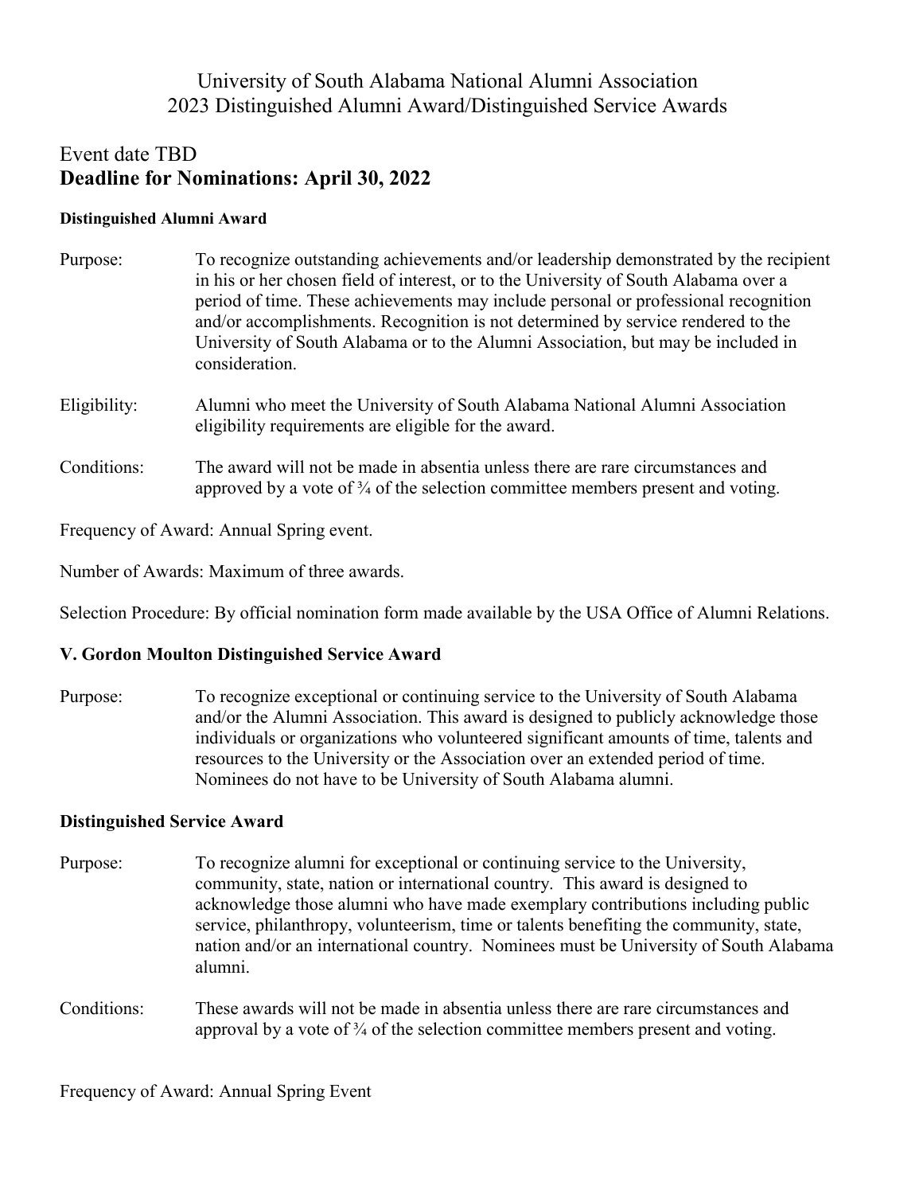# University of South Alabama National Alumni Association
# 2023 Distinguished Alumni Award/Distinguished Service Awards

## Event date TBD
## **Deadline for Nominations: April 30, 2022**

### **Distinguished Alumni Award**

Purpose: To recognize outstanding achievements and/or leadership demonstrated by the recipient in his or her chosen field of interest, or to the University of South Alabama over a period of time. These achievements may include personal or professional recognition and/or accomplishments. Recognition is not determined by service rendered to the University of South Alabama or to the Alumni Association, but may be included in consideration.

Eligibility: Alumni who meet the University of South Alabama National Alumni Association eligibility requirements are eligible for the award.

Conditions: The award will not be made in absentia unless there are rare circumstances and approved by a vote of ¾ of the selection committee members present and voting.

Frequency of Award: Annual Spring event.

Number of Awards: Maximum of three awards.

Selection Procedure: By official nomination form made available by the USA Office of Alumni Relations.

### **V. Gordon Moulton Distinguished Service Award**

Purpose: To recognize exceptional or continuing service to the University of South Alabama and/or the Alumni Association. This award is designed to publicly acknowledge those individuals or organizations who volunteered significant amounts of time, talents and resources to the University or the Association over an extended period of time. Nominees do not have to be University of South Alabama alumni.

### **Distinguished Service Award**

Purpose: To recognize alumni for exceptional or continuing service to the University, community, state, nation or international country. This award is designed to acknowledge those alumni who have made exemplary contributions including public service, philanthropy, volunteerism, time or talents benefiting the community, state, nation and/or an international country. Nominees must be University of South Alabama alumni.

Conditions: These awards will not be made in absentia unless there are rare circumstances and approval by a vote of ¾ of the selection committee members present and voting.

Frequency of Award: Annual Spring Event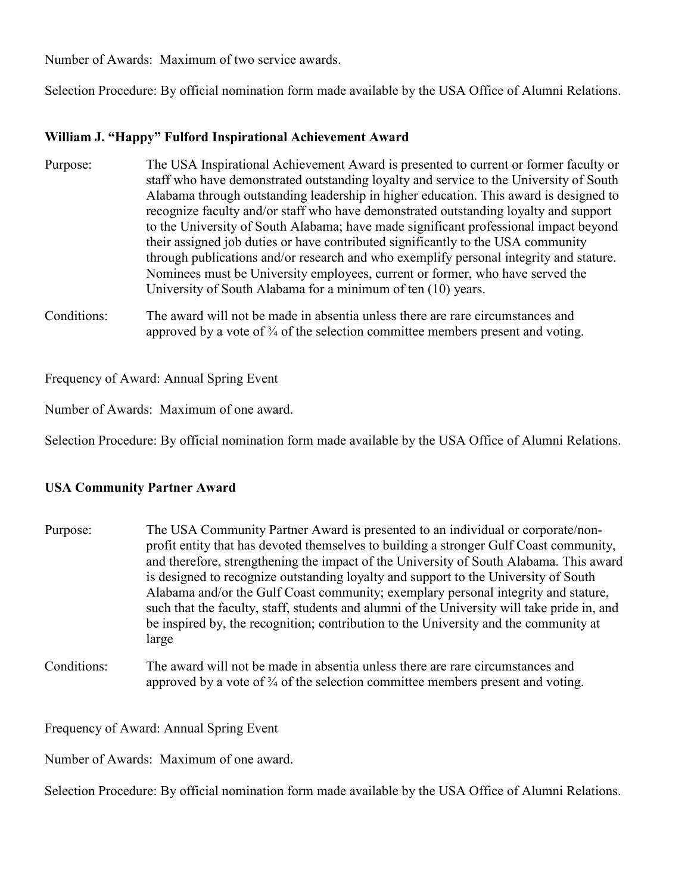Number of Awards: Maximum of two service awards.

Selection Procedure: By official nomination form made available by the USA Office of Alumni Relations.

### William J. "Happy" Fulford Inspirational Achievement Award

Purpose: The USA Inspirational Achievement Award is presented to current or former faculty or staff who have demonstrated outstanding loyalty and service to the University of South Alabama through outstanding leadership in higher education. This award is designed to recognize faculty and/or staff who have demonstrated outstanding loyalty and support to the University of South Alabama; have made significant professional impact beyond their assigned job duties or have contributed significantly to the USA community through publications and/or research and who exemplify personal integrity and stature. Nominees must be University employees, current or former, who have served the University of South Alabama for a minimum of ten (10) years.

Conditions: The award will not be made in absentia unless there are rare circumstances and approved by a vote of ¾ of the selection committee members present and voting.

Frequency of Award: Annual Spring Event

Number of Awards: Maximum of one award.

Selection Procedure: By official nomination form made available by the USA Office of Alumni Relations.

### USA Community Partner Award

Purpose: The USA Community Partner Award is presented to an individual or corporate/non-profit entity that has devoted themselves to building a stronger Gulf Coast community, and therefore, strengthening the impact of the University of South Alabama. This award is designed to recognize outstanding loyalty and support to the University of South Alabama and/or the Gulf Coast community; exemplary personal integrity and stature, such that the faculty, staff, students and alumni of the University will take pride in, and be inspired by, the recognition; contribution to the University and the community at large

Conditions: The award will not be made in absentia unless there are rare circumstances and approved by a vote of ¾ of the selection committee members present and voting.

Frequency of Award: Annual Spring Event

Number of Awards: Maximum of one award.

Selection Procedure: By official nomination form made available by the USA Office of Alumni Relations.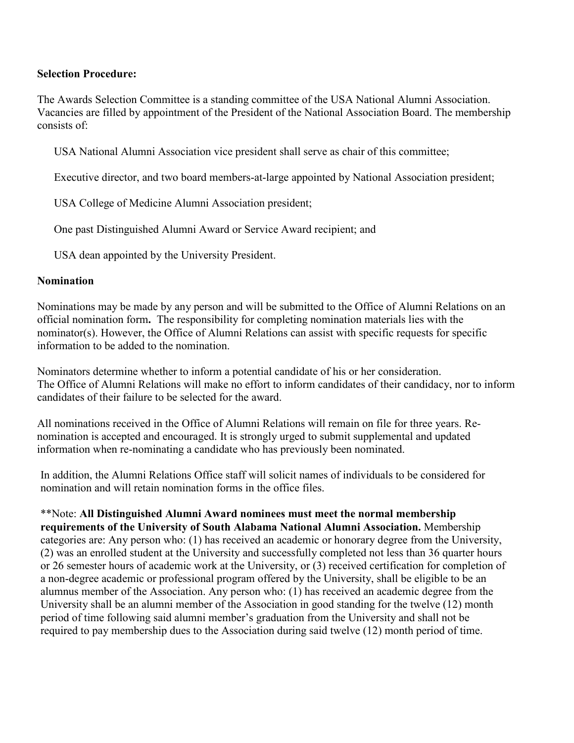**Selection Procedure:**

The Awards Selection Committee is a standing committee of the USA National Alumni Association. Vacancies are filled by appointment of the President of the National Association Board. The membership consists of:

USA National Alumni Association vice president shall serve as chair of this committee;

Executive director, and two board members-at-large appointed by National Association president;

USA College of Medicine Alumni Association president;

One past Distinguished Alumni Award or Service Award recipient; and

USA dean appointed by the University President.

**Nomination**

Nominations may be made by any person and will be submitted to the Office of Alumni Relations on an official nomination form**.** The responsibility for completing nomination materials lies with the nominator(s). However, the Office of Alumni Relations can assist with specific requests for specific information to be added to the nomination.

Nominators determine whether to inform a potential candidate of his or her consideration. The Office of Alumni Relations will make no effort to inform candidates of their candidacy, nor to inform candidates of their failure to be selected for the award.

All nominations received in the Office of Alumni Relations will remain on file for three years. Re-nomination is accepted and encouraged. It is strongly urged to submit supplemental and updated information when re-nominating a candidate who has previously been nominated.

In addition, the Alumni Relations Office staff will solicit names of individuals to be considered for nomination and will retain nomination forms in the office files.

**Note: **All Distinguished Alumni Award nominees must meet the normal membership requirements of the University of South Alabama National Alumni Association.** Membership categories are: Any person who: (1) has received an academic or honorary degree from the University, (2) was an enrolled student at the University and successfully completed not less than 36 quarter hours or 26 semester hours of academic work at the University, or (3) received certification for completion of a non-degree academic or professional program offered by the University, shall be eligible to be an alumnus member of the Association. Any person who: (1) has received an academic degree from the University shall be an alumni member of the Association in good standing for the twelve (12) month period of time following said alumni member's graduation from the University and shall not be required to pay membership dues to the Association during said twelve (12) month period of time.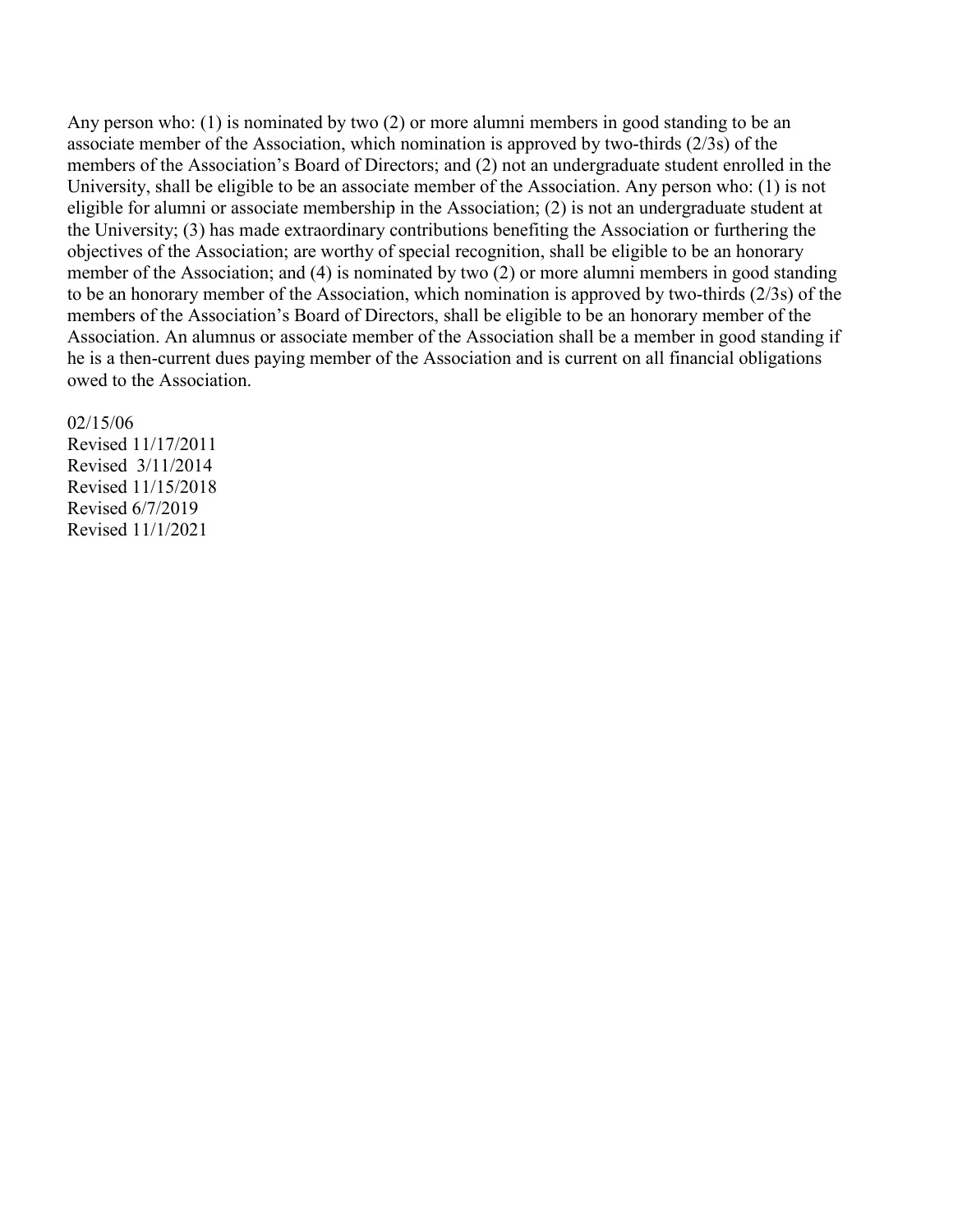Any person who: (1) is nominated by two (2) or more alumni members in good standing to be an associate member of the Association, which nomination is approved by two-thirds (2/3s) of the members of the Association's Board of Directors; and (2) not an undergraduate student enrolled in the University, shall be eligible to be an associate member of the Association. Any person who: (1) is not eligible for alumni or associate membership in the Association; (2) is not an undergraduate student at the University; (3) has made extraordinary contributions benefiting the Association or furthering the objectives of the Association; are worthy of special recognition, shall be eligible to be an honorary member of the Association; and (4) is nominated by two (2) or more alumni members in good standing to be an honorary member of the Association, which nomination is approved by two-thirds (2/3s) of the members of the Association's Board of Directors, shall be eligible to be an honorary member of the Association. An alumnus or associate member of the Association shall be a member in good standing if he is a then-current dues paying member of the Association and is current on all financial obligations owed to the Association.

02/15/06
Revised 11/17/2011
Revised 3/11/2014
Revised 11/15/2018
Revised 6/7/2019
Revised 11/1/2021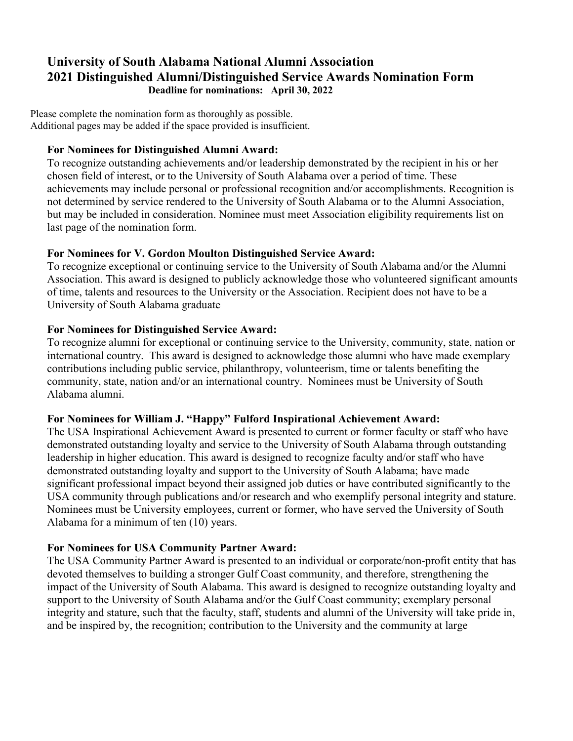# University of South Alabama National Alumni Association
# 2021 Distinguished Alumni/Distinguished Service Awards Nomination Form

**Deadline for nominations: April 30, 2022**

Please complete the nomination form as thoroughly as possible.
Additional pages may be added if the space provided is insufficient.

**For Nominees for Distinguished Alumni Award:**
To recognize outstanding achievements and/or leadership demonstrated by the recipient in his or her chosen field of interest, or to the University of South Alabama over a period of time. These achievements may include personal or professional recognition and/or accomplishments. Recognition is not determined by service rendered to the University of South Alabama or to the Alumni Association, but may be included in consideration. Nominee must meet Association eligibility requirements list on last page of the nomination form.

**For Nominees for V. Gordon Moulton Distinguished Service Award:**
To recognize exceptional or continuing service to the University of South Alabama and/or the Alumni Association. This award is designed to publicly acknowledge those who volunteered significant amounts of time, talents and resources to the University or the Association. Recipient does not have to be a University of South Alabama graduate

**For Nominees for Distinguished Service Award:**
To recognize alumni for exceptional or continuing service to the University, community, state, nation or international country. This award is designed to acknowledge those alumni who have made exemplary contributions including public service, philanthropy, volunteerism, time or talents benefiting the community, state, nation and/or an international country. Nominees must be University of South Alabama alumni.

**For Nominees for William J. "Happy" Fulford Inspirational Achievement Award:**
The USA Inspirational Achievement Award is presented to current or former faculty or staff who have demonstrated outstanding loyalty and service to the University of South Alabama through outstanding leadership in higher education. This award is designed to recognize faculty and/or staff who have demonstrated outstanding loyalty and support to the University of South Alabama; have made significant professional impact beyond their assigned job duties or have contributed significantly to the USA community through publications and/or research and who exemplify personal integrity and stature. Nominees must be University employees, current or former, who have served the University of South Alabama for a minimum of ten (10) years.

**For Nominees for USA Community Partner Award:**
The USA Community Partner Award is presented to an individual or corporate/non-profit entity that has devoted themselves to building a stronger Gulf Coast community, and therefore, strengthening the impact of the University of South Alabama. This award is designed to recognize outstanding loyalty and support to the University of South Alabama and/or the Gulf Coast community; exemplary personal integrity and stature, such that the faculty, staff, students and alumni of the University will take pride in, and be inspired by, the recognition; contribution to the University and the community at large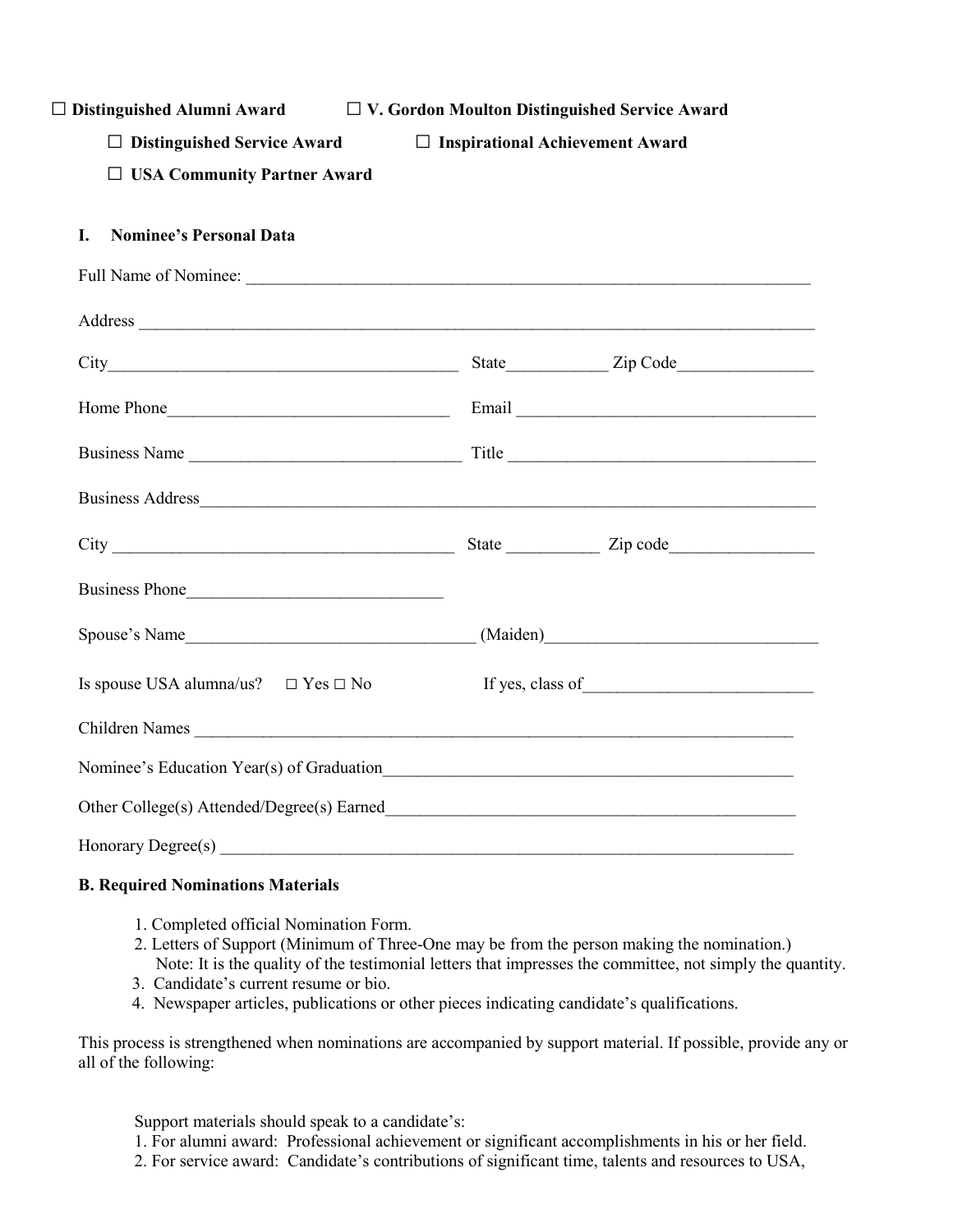☐ **Distinguished Alumni Award** ☐ **V. Gordon Moulton Distinguished Service Award**

☐ **Distinguished Service Award** ☐ **Inspirational Achievement Award**

☐ **USA Community Partner Award**

## I. Nominee's Personal Data

Full Name of Nominee: ____________________________________________________________________

Address ______________________________________________________________________________

City________________________________________ State___________ Zip Code________________

Home Phone_________________________________ Email ___________________________________

Business Name ________________________________ Title ___________________________________

Business Address________________________________________________________________________

City ________________________________________ State ___________ Zip code_________________

Business Phone______________________________

Spouse's Name__________________________________ (Maiden)______________________________

Is spouse USA alumna/us? ☐ Yes ☐ No If yes, class of__________________________

Children Names _________________________________________________________________________

Nominee's Education Year(s) of Graduation___________________________________________________

Other College(s) Attended/Degree(s) Earned__________________________________________________

Honorary Degree(s) _____________________________________________________________________

## B. Required Nominations Materials

1. Completed official Nomination Form.
2. Letters of Support (Minimum of Three-One may be from the person making the nomination.)
   Note: It is the quality of the testimonial letters that impresses the committee, not simply the quantity.
3. Candidate's current resume or bio.
4. Newspaper articles, publications or other pieces indicating candidate's qualifications.

This process is strengthened when nominations are accompanied by support material. If possible, provide any or all of the following:

Support materials should speak to a candidate's:

1. For alumni award: Professional achievement or significant accomplishments in his or her field.
2. For service award: Candidate's contributions of significant time, talents and resources to USA,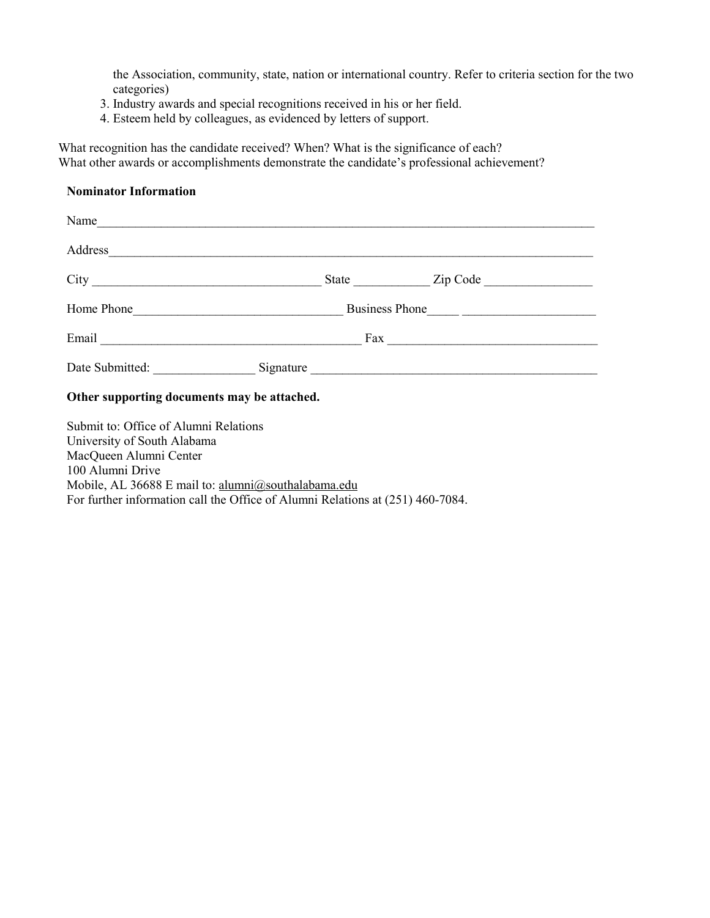the Association, community, state, nation or international country. Refer to criteria section for the two categories)

3. Industry awards and special recognitions received in his or her field.
4. Esteem held by colleagues, as evidenced by letters of support.

What recognition has the candidate received? When? What is the significance of each?
What other awards or accomplishments demonstrate the candidate's professional achievement?

**Nominator Information**

Name_______________________________________________________________________________

Address_____________________________________________________________________________

City ___________________________________ State ____________ Zip Code _________________

Home Phone________________________________ Business Phone_____ _____________________

Email ___________________________________________ Fax __________________________________

Date Submitted: ________________ Signature _____________________________________________

**Other supporting documents may be attached.**

Submit to: Office of Alumni Relations
University of South Alabama
MacQueen Alumni Center
100 Alumni Drive
Mobile, AL 36688 E mail to: alumni@southalabama.edu
For further information call the Office of Alumni Relations at (251) 460-7084.